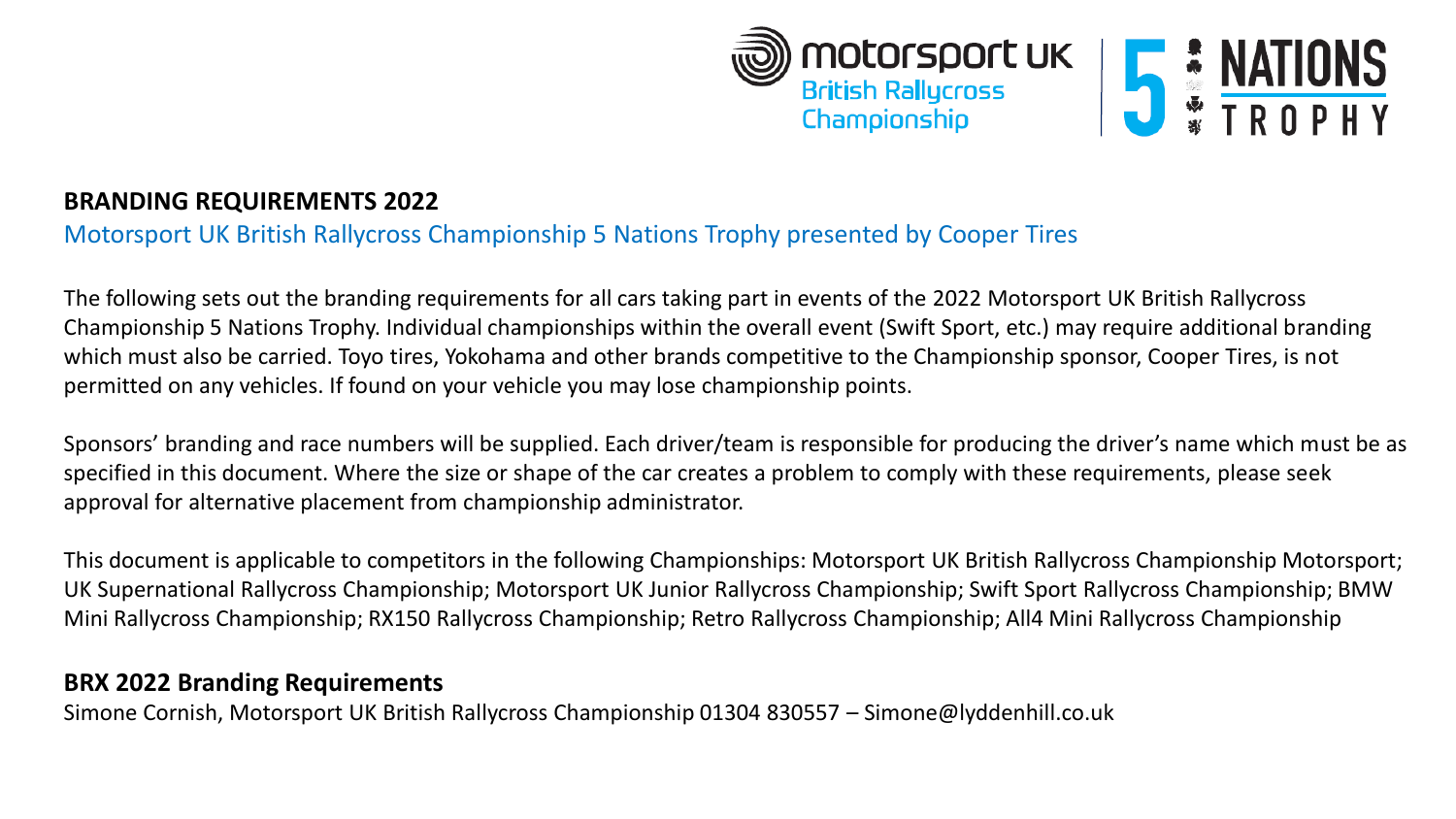**BRANDING REQUIREMENTS 2022**

Motorsport UK British Rallycross Championship 5 Nations Trophy presented by Cooper Tires

The following sets out the branding requirements for all cars taking part in events of the 2022 Motorsport UK British Rallycross Championship 5 Nations Trophy. Individual championships within the overall event (Swift Sport, etc.) may require additional branding which must also be carried. Toyo tires, Yokohama and other brands competitive to the Championship sponsor, Cooper Tires, is not permitted on any vehicles. If found on your vehicle you may lose championship points.

Sponsors' branding and race numbers will be supplied. Each driver/team is responsible for producing the driver's name which must be as specified in this document. Where the size or shape of the car creates a problem to comply with these requirements, please seek approval for alternative placement from championship administrator.

This document is applicable to competitors in the following Championships: Motorsport UK British Rallycross Championship Motorsport; UK Supernational Rallycross Championship; Motorsport UK Junior Rallycross Championship; Swift Sport Rallycross Championship; BMW Mini Rallycross Championship; RX150 Rallycross Championship; Retro Rallycross Championship; All4 Mini Rallycross Championship

**BRX 2022 Branding Requirements**

Simone Cornish, Motorsport UK British Rallycross Championship 01304 830557 – Simone@lyddenhill.co.uk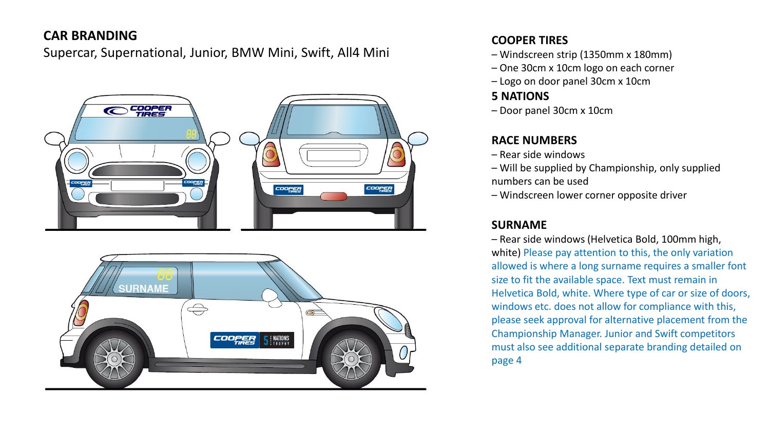## CAR BRANDING

Supercar, Supernational, Junior, BMW Mini, Swift, All4 Mini

### COOPER TIRES

– Windscreen strip (1350mm x 180mm)
– One 30cm x 10cm logo on each corner
– Logo on door panel 30cm x 10cm

### 5 NATIONS

– Door panel 30cm x 10cm

### RACE NUMBERS

– Rear side windows
– Will be supplied by Championship, only supplied numbers can be used
– Windscreen lower corner opposite driver

### SURNAME

– Rear side windows (Helvetica Bold, 100mm high, white) Please pay attention to this, the only variation allowed is where a long surname requires a smaller font size to fit the available space. Text must remain in Helvetica Bold, white. Where type of car or size of doors, windows etc. does not allow for compliance with this, please seek approval for alternative placement from the Championship Manager. Junior and Swift competitors must also see additional separate branding detailed on page 4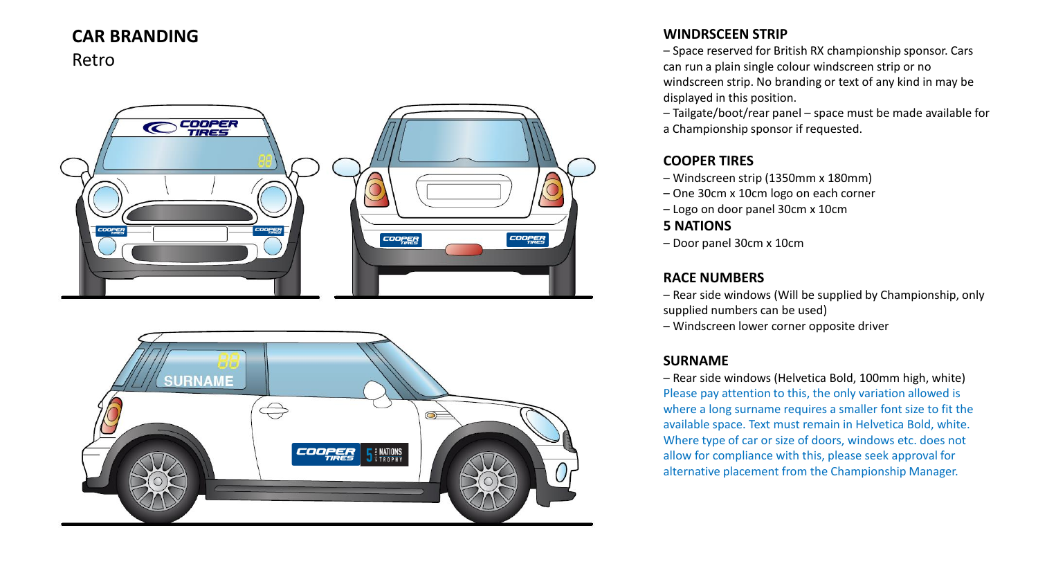# CAR BRANDING

Retro

## WINDRSCEEN STRIP

– Space reserved for British RX championship sponsor. Cars can run a plain single colour windscreen strip or no windscreen strip. No branding or text of any kind in may be displayed in this position.

– Tailgate/boot/rear panel – space must be made available for a Championship sponsor if requested.

## COOPER TIRES

– Windscreen strip (1350mm x 180mm)

– One 30cm x 10cm logo on each corner

– Logo on door panel 30cm x 10cm

## 5 NATIONS

– Door panel 30cm x 10cm

## RACE NUMBERS

– Rear side windows (Will be supplied by Championship, only supplied numbers can be used)

– Windscreen lower corner opposite driver

## SURNAME

– Rear side windows (Helvetica Bold, 100mm high, white) Please pay attention to this, the only variation allowed is where a long surname requires a smaller font size to fit the available space. Text must remain in Helvetica Bold, white. Where type of car or size of doors, windows etc. does not allow for compliance with this, please seek approval for alternative placement from the Championship Manager.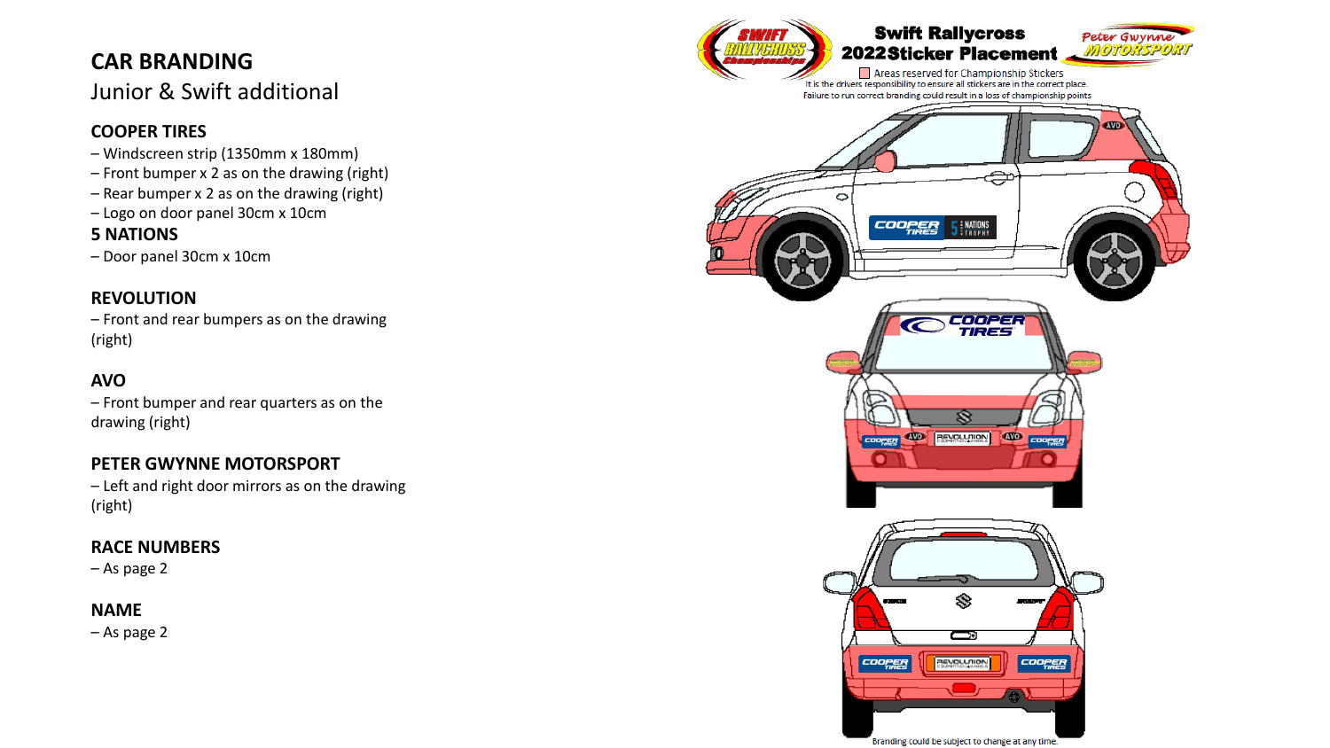# CAR BRANDING

Junior & Swift additional

### COOPER TIRES

- Windscreen strip (1350mm x 180mm)
- Front bumper x 2 as on the drawing (right)
- Rear bumper x 2 as on the drawing (right)
- Logo on door panel 30cm x 10cm

### 5 NATIONS

- Door panel 30cm x 10cm

### REVOLUTION

- Front and rear bumpers as on the drawing (right)

### AVO

- Front bumper and rear quarters as on the drawing (right)

### PETER GWYNNE MOTORSPORT

- Left and right door mirrors as on the drawing (right)

### RACE NUMBERS

- As page 2

### NAME

- As page 2

**Swift Rallycross 2022 Sticker Placement**

Areas reserved for Championship Stickers

It is the drivers responsibility to ensure all stickers are in the correct place.

Failure to run correct branding could result in a loss of championship points

Branding could be subject to change at any time.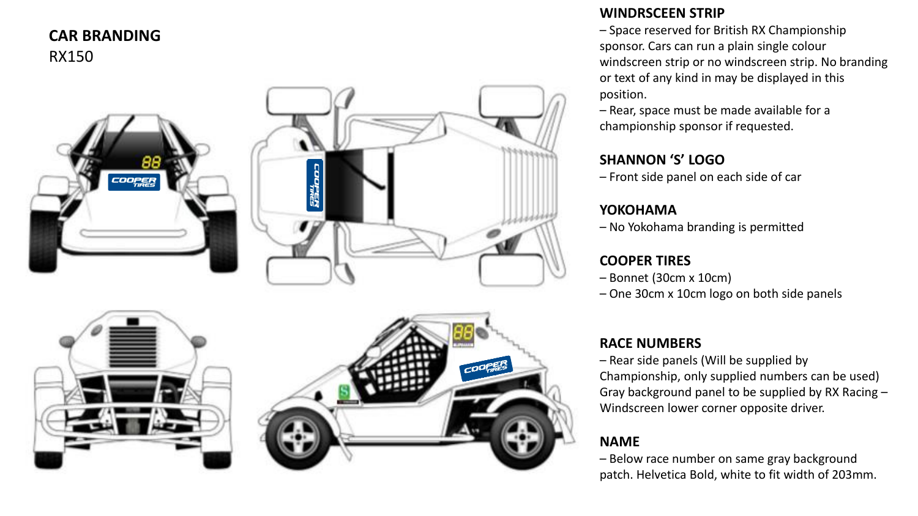## CAR BRANDING

RX150

### WINDRSCEEN STRIP

– Space reserved for British RX Championship sponsor. Cars can run a plain single colour windscreen strip or no windscreen strip. No branding or text of any kind in may be displayed in this position.

– Rear, space must be made available for a championship sponsor if requested.

### SHANNON 'S' LOGO

– Front side panel on each side of car

### YOKOHAMA

– No Yokohama branding is permitted

### COOPER TIRES

– Bonnet (30cm x 10cm)

– One 30cm x 10cm logo on both side panels

### RACE NUMBERS

– Rear side panels (Will be supplied by Championship, only supplied numbers can be used) Gray background panel to be supplied by RX Racing – Windscreen lower corner opposite driver.

### NAME

– Below race number on same gray background patch. Helvetica Bold, white to fit width of 203mm.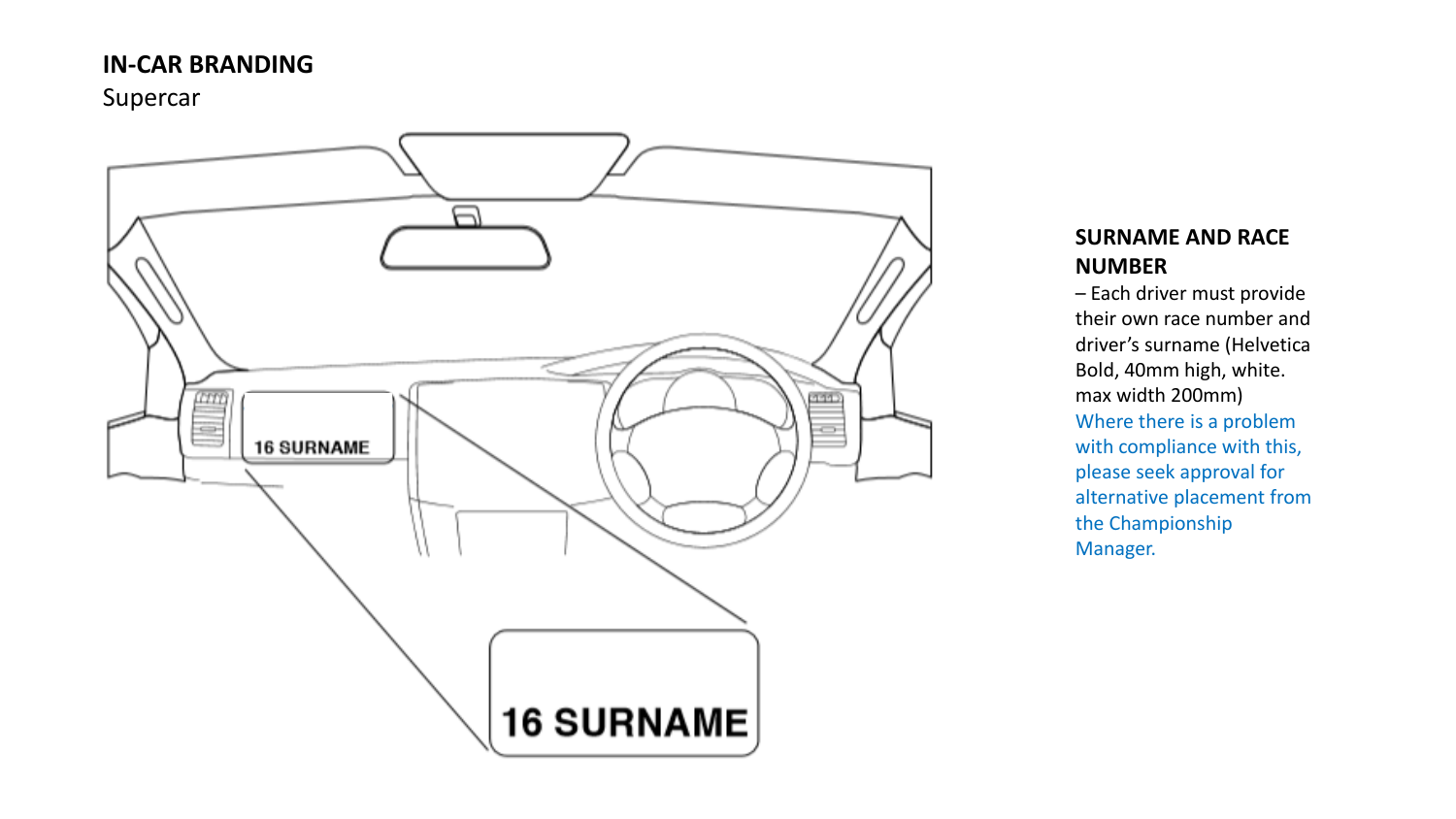**IN-CAR BRANDING**

Supercar

**SURNAME AND RACE NUMBER**

– Each driver must provide their own race number and driver's surname (Helvetica Bold, 40mm high, white. max width 200mm)

Where there is a problem with compliance with this, please seek approval for alternative placement from the Championship Manager.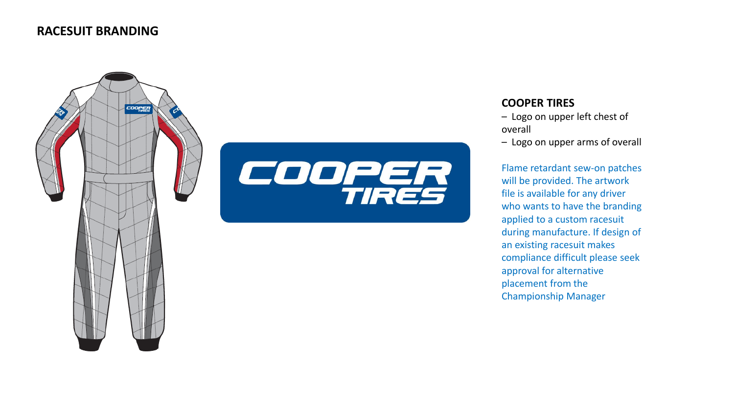## RACESUIT BRANDING

### COOPER TIRES

- Logo on upper left chest of overall
- Logo on upper arms of overall

Flame retardant sew-on patches will be provided. The artwork file is available for any driver who wants to have the branding applied to a custom racesuit during manufacture. If design of an existing racesuit makes compliance difficult please seek approval for alternative placement from the Championship Manager